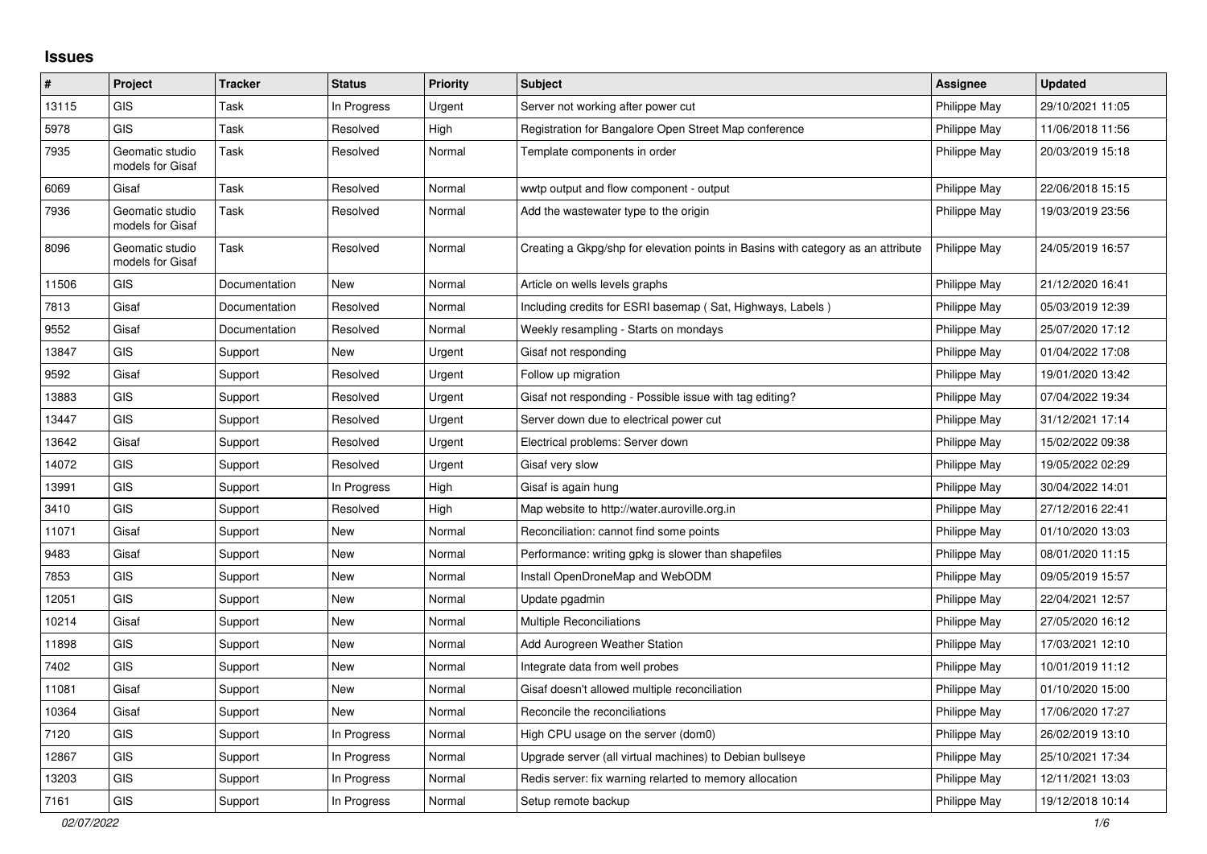## Issues

| # | Project | Tracker | Status | Priority | Subject | Assignee | Updated |
|---|---|---|---|---|---|---|---|
| 13115 | GIS | Task | In Progress | Urgent | Server not working after power cut | Philippe May | 29/10/2021 11:05 |
| 5978 | GIS | Task | Resolved | High | Registration for Bangalore Open Street Map conference | Philippe May | 11/06/2018 11:56 |
| 7935 | Geomatic studio models for Gisaf | Task | Resolved | Normal | Template components in order | Philippe May | 20/03/2019 15:18 |
| 6069 | Gisaf | Task | Resolved | Normal | wwtp output and flow component - output | Philippe May | 22/06/2018 15:15 |
| 7936 | Geomatic studio models for Gisaf | Task | Resolved | Normal | Add the wastewater type to the origin | Philippe May | 19/03/2019 23:56 |
| 8096 | Geomatic studio models for Gisaf | Task | Resolved | Normal | Creating a Gkpg/shp for elevation points in Basins with category as an attribute | Philippe May | 24/05/2019 16:57 |
| 11506 | GIS | Documentation | New | Normal | Article on wells levels graphs | Philippe May | 21/12/2020 16:41 |
| 7813 | Gisaf | Documentation | Resolved | Normal | Including credits for ESRI basemap ( Sat, Highways, Labels ) | Philippe May | 05/03/2019 12:39 |
| 9552 | Gisaf | Documentation | Resolved | Normal | Weekly resampling - Starts on mondays | Philippe May | 25/07/2020 17:12 |
| 13847 | GIS | Support | New | Urgent | Gisaf not responding | Philippe May | 01/04/2022 17:08 |
| 9592 | Gisaf | Support | Resolved | Urgent | Follow up migration | Philippe May | 19/01/2020 13:42 |
| 13883 | GIS | Support | Resolved | Urgent | Gisaf not responding - Possible issue with tag editing? | Philippe May | 07/04/2022 19:34 |
| 13447 | GIS | Support | Resolved | Urgent | Server down due to electrical power cut | Philippe May | 31/12/2021 17:14 |
| 13642 | Gisaf | Support | Resolved | Urgent | Electrical problems: Server down | Philippe May | 15/02/2022 09:38 |
| 14072 | GIS | Support | Resolved | Urgent | Gisaf very slow | Philippe May | 19/05/2022 02:29 |
| 13991 | GIS | Support | In Progress | High | Gisaf is again hung | Philippe May | 30/04/2022 14:01 |
| 3410 | GIS | Support | Resolved | High | Map website to http://water.auroville.org.in | Philippe May | 27/12/2016 22:41 |
| 11071 | Gisaf | Support | New | Normal | Reconciliation: cannot find some points | Philippe May | 01/10/2020 13:03 |
| 9483 | Gisaf | Support | New | Normal | Performance: writing gpkg is slower than shapefiles | Philippe May | 08/01/2020 11:15 |
| 7853 | GIS | Support | New | Normal | Install OpenDroneMap and WebODM | Philippe May | 09/05/2019 15:57 |
| 12051 | GIS | Support | New | Normal | Update pgadmin | Philippe May | 22/04/2021 12:57 |
| 10214 | Gisaf | Support | New | Normal | Multiple Reconciliations | Philippe May | 27/05/2020 16:12 |
| 11898 | GIS | Support | New | Normal | Add Aurogreen Weather Station | Philippe May | 17/03/2021 12:10 |
| 7402 | GIS | Support | New | Normal | Integrate data from well probes | Philippe May | 10/01/2019 11:12 |
| 11081 | Gisaf | Support | New | Normal | Gisaf doesn't allowed multiple reconciliation | Philippe May | 01/10/2020 15:00 |
| 10364 | Gisaf | Support | New | Normal | Reconcile the reconciliations | Philippe May | 17/06/2020 17:27 |
| 7120 | GIS | Support | In Progress | Normal | High CPU usage on the server (dom0) | Philippe May | 26/02/2019 13:10 |
| 12867 | GIS | Support | In Progress | Normal | Upgrade server (all virtual machines) to Debian bullseye | Philippe May | 25/10/2021 17:34 |
| 13203 | GIS | Support | In Progress | Normal | Redis server: fix warning relarted to memory allocation | Philippe May | 12/11/2021 13:03 |
| 7161 | GIS | Support | In Progress | Normal | Setup remote backup | Philippe May | 19/12/2018 10:14 |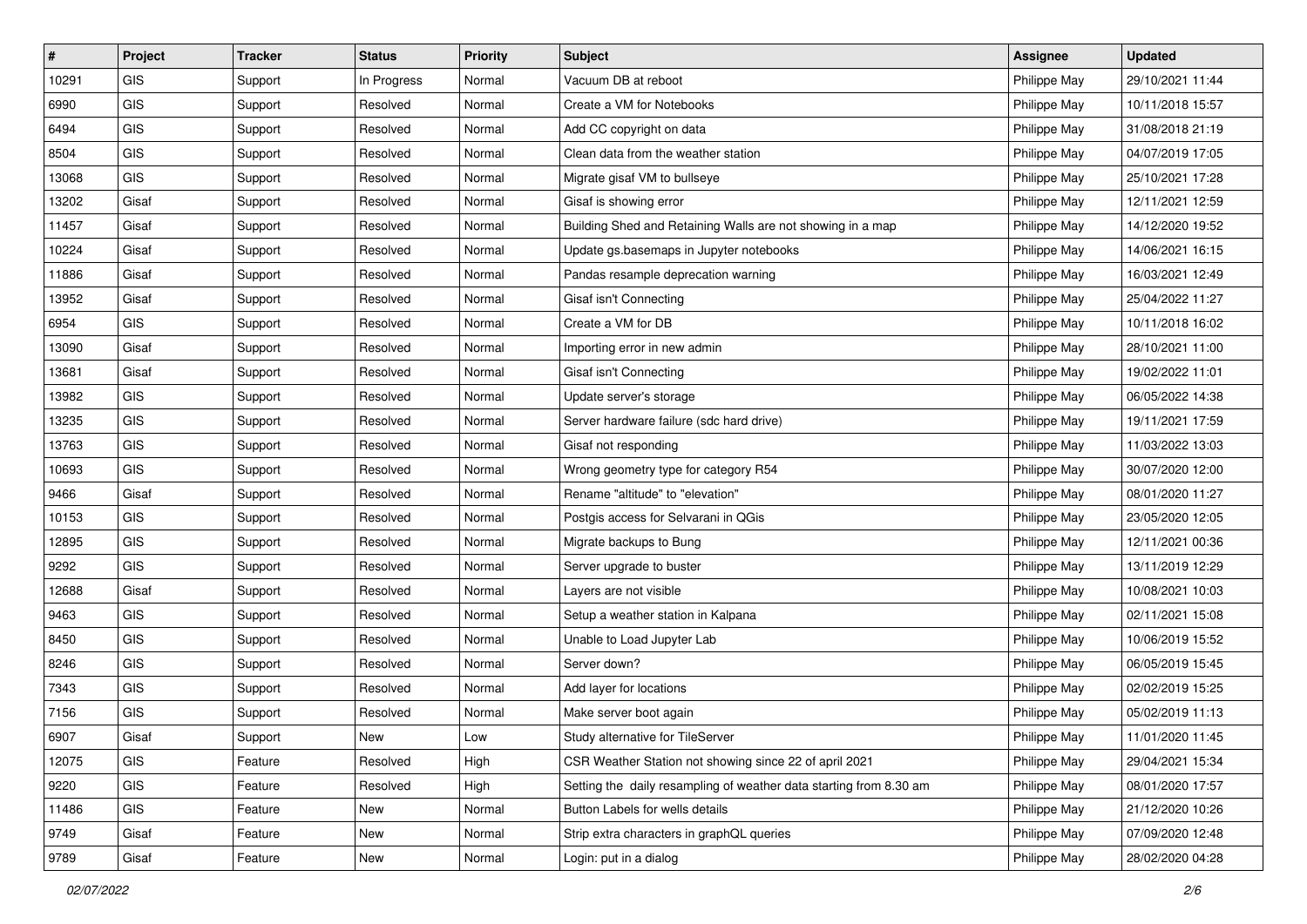| # | Project | Tracker | Status | Priority | Subject | Assignee | Updated |
|---|---|---|---|---|---|---|---|
| 10291 | GIS | Support | In Progress | Normal | Vacuum DB at reboot | Philippe May | 29/10/2021 11:44 |
| 6990 | GIS | Support | Resolved | Normal | Create a VM for Notebooks | Philippe May | 10/11/2018 15:57 |
| 6494 | GIS | Support | Resolved | Normal | Add CC copyright on data | Philippe May | 31/08/2018 21:19 |
| 8504 | GIS | Support | Resolved | Normal | Clean data from the weather station | Philippe May | 04/07/2019 17:05 |
| 13068 | GIS | Support | Resolved | Normal | Migrate gisaf VM to bullseye | Philippe May | 25/10/2021 17:28 |
| 13202 | Gisaf | Support | Resolved | Normal | Gisaf is showing error | Philippe May | 12/11/2021 12:59 |
| 11457 | Gisaf | Support | Resolved | Normal | Building Shed and Retaining Walls are not showing in a map | Philippe May | 14/12/2020 19:52 |
| 10224 | Gisaf | Support | Resolved | Normal | Update gs.basemaps in Jupyter notebooks | Philippe May | 14/06/2021 16:15 |
| 11886 | Gisaf | Support | Resolved | Normal | Pandas resample deprecation warning | Philippe May | 16/03/2021 12:49 |
| 13952 | Gisaf | Support | Resolved | Normal | Gisaf isn't Connecting | Philippe May | 25/04/2022 11:27 |
| 6954 | GIS | Support | Resolved | Normal | Create a VM for DB | Philippe May | 10/11/2018 16:02 |
| 13090 | Gisaf | Support | Resolved | Normal | Importing error in new admin | Philippe May | 28/10/2021 11:00 |
| 13681 | Gisaf | Support | Resolved | Normal | Gisaf isn't Connecting | Philippe May | 19/02/2022 11:01 |
| 13982 | GIS | Support | Resolved | Normal | Update server's storage | Philippe May | 06/05/2022 14:38 |
| 13235 | GIS | Support | Resolved | Normal | Server hardware failure (sdc hard drive) | Philippe May | 19/11/2021 17:59 |
| 13763 | GIS | Support | Resolved | Normal | Gisaf not responding | Philippe May | 11/03/2022 13:03 |
| 10693 | GIS | Support | Resolved | Normal | Wrong geometry type for category R54 | Philippe May | 30/07/2020 12:00 |
| 9466 | Gisaf | Support | Resolved | Normal | Rename "altitude" to "elevation" | Philippe May | 08/01/2020 11:27 |
| 10153 | GIS | Support | Resolved | Normal | Postgis access for Selvarani in QGis | Philippe May | 23/05/2020 12:05 |
| 12895 | GIS | Support | Resolved | Normal | Migrate backups to Bung | Philippe May | 12/11/2021 00:36 |
| 9292 | GIS | Support | Resolved | Normal | Server upgrade to buster | Philippe May | 13/11/2019 12:29 |
| 12688 | Gisaf | Support | Resolved | Normal | Layers are not visible | Philippe May | 10/08/2021 10:03 |
| 9463 | GIS | Support | Resolved | Normal | Setup a weather station in Kalpana | Philippe May | 02/11/2021 15:08 |
| 8450 | GIS | Support | Resolved | Normal | Unable to Load Jupyter Lab | Philippe May | 10/06/2019 15:52 |
| 8246 | GIS | Support | Resolved | Normal | Server down? | Philippe May | 06/05/2019 15:45 |
| 7343 | GIS | Support | Resolved | Normal | Add layer for locations | Philippe May | 02/02/2019 15:25 |
| 7156 | GIS | Support | Resolved | Normal | Make server boot again | Philippe May | 05/02/2019 11:13 |
| 6907 | Gisaf | Support | New | Low | Study alternative for TileServer | Philippe May | 11/01/2020 11:45 |
| 12075 | GIS | Feature | Resolved | High | CSR Weather Station not showing since 22 of april 2021 | Philippe May | 29/04/2021 15:34 |
| 9220 | GIS | Feature | Resolved | High | Setting the daily resampling of weather data starting from 8.30 am | Philippe May | 08/01/2020 17:57 |
| 11486 | GIS | Feature | New | Normal | Button Labels for wells details | Philippe May | 21/12/2020 10:26 |
| 9749 | Gisaf | Feature | New | Normal | Strip extra characters in graphQL queries | Philippe May | 07/09/2020 12:48 |
| 9789 | Gisaf | Feature | New | Normal | Login: put in a dialog | Philippe May | 28/02/2020 04:28 |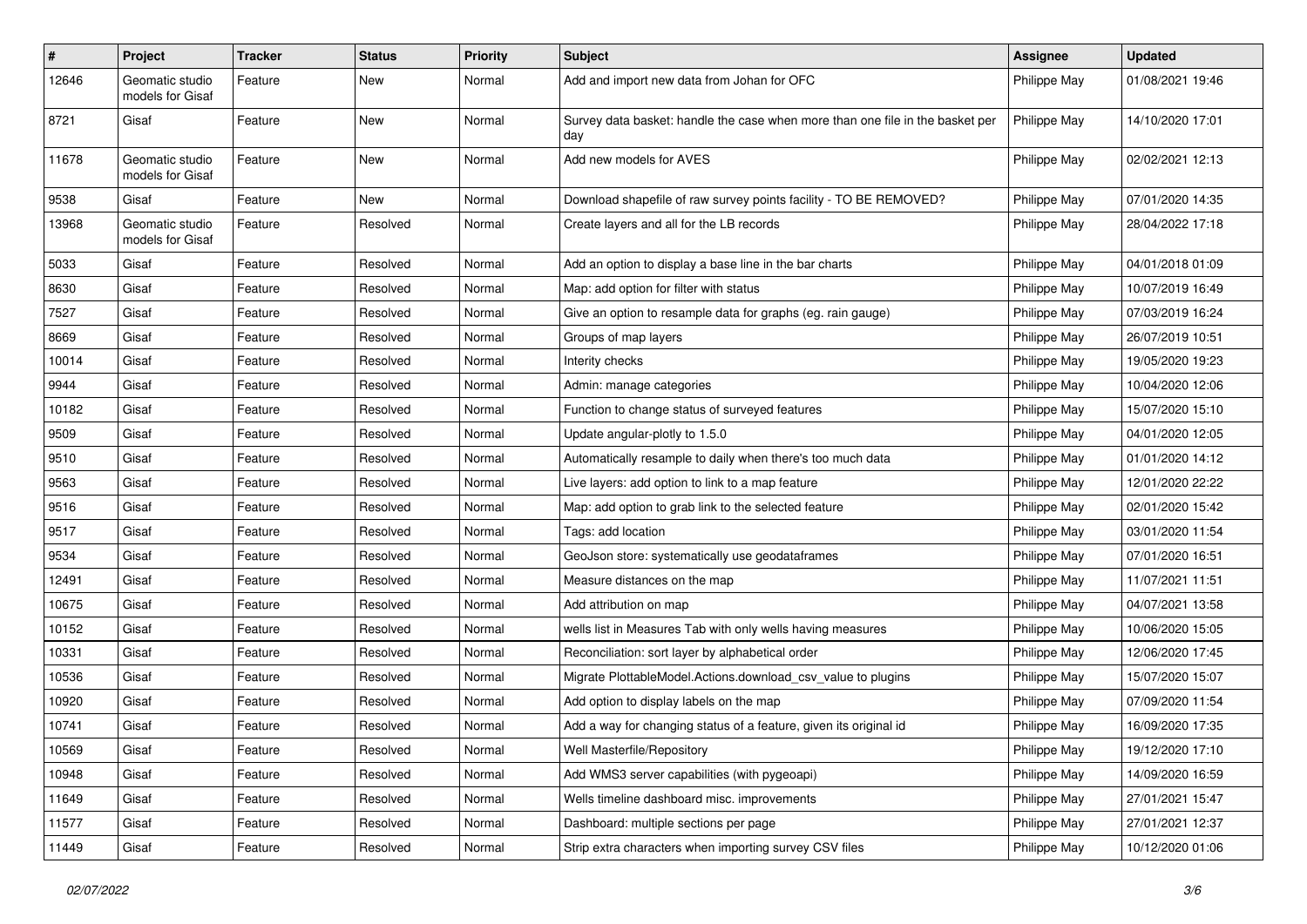| # | Project | Tracker | Status | Priority | Subject | Assignee | Updated |
|---|---|---|---|---|---|---|---|
| 12646 | Geomatic studio models for Gisaf | Feature | New | Normal | Add and import new data from Johan for OFC | Philippe May | 01/08/2021 19:46 |
| 8721 | Gisaf | Feature | New | Normal | Survey data basket: handle the case when more than one file in the basket per day | Philippe May | 14/10/2020 17:01 |
| 11678 | Geomatic studio models for Gisaf | Feature | New | Normal | Add new models for AVES | Philippe May | 02/02/2021 12:13 |
| 9538 | Gisaf | Feature | New | Normal | Download shapefile of raw survey points facility - TO BE REMOVED? | Philippe May | 07/01/2020 14:35 |
| 13968 | Geomatic studio models for Gisaf | Feature | Resolved | Normal | Create layers and all for the LB records | Philippe May | 28/04/2022 17:18 |
| 5033 | Gisaf | Feature | Resolved | Normal | Add an option to display a base line in the bar charts | Philippe May | 04/01/2018 01:09 |
| 8630 | Gisaf | Feature | Resolved | Normal | Map: add option for filter with status | Philippe May | 10/07/2019 16:49 |
| 7527 | Gisaf | Feature | Resolved | Normal | Give an option to resample data for graphs (eg. rain gauge) | Philippe May | 07/03/2019 16:24 |
| 8669 | Gisaf | Feature | Resolved | Normal | Groups of map layers | Philippe May | 26/07/2019 10:51 |
| 10014 | Gisaf | Feature | Resolved | Normal | Interity checks | Philippe May | 19/05/2020 19:23 |
| 9944 | Gisaf | Feature | Resolved | Normal | Admin: manage categories | Philippe May | 10/04/2020 12:06 |
| 10182 | Gisaf | Feature | Resolved | Normal | Function to change status of surveyed features | Philippe May | 15/07/2020 15:10 |
| 9509 | Gisaf | Feature | Resolved | Normal | Update angular-plotly to 1.5.0 | Philippe May | 04/01/2020 12:05 |
| 9510 | Gisaf | Feature | Resolved | Normal | Automatically resample to daily when there's too much data | Philippe May | 01/01/2020 14:12 |
| 9563 | Gisaf | Feature | Resolved | Normal | Live layers: add option to link to a map feature | Philippe May | 12/01/2020 22:22 |
| 9516 | Gisaf | Feature | Resolved | Normal | Map: add option to grab link to the selected feature | Philippe May | 02/01/2020 15:42 |
| 9517 | Gisaf | Feature | Resolved | Normal | Tags: add location | Philippe May | 03/01/2020 11:54 |
| 9534 | Gisaf | Feature | Resolved | Normal | GeoJson store: systematically use geodataframes | Philippe May | 07/01/2020 16:51 |
| 12491 | Gisaf | Feature | Resolved | Normal | Measure distances on the map | Philippe May | 11/07/2021 11:51 |
| 10675 | Gisaf | Feature | Resolved | Normal | Add attribution on map | Philippe May | 04/07/2021 13:58 |
| 10152 | Gisaf | Feature | Resolved | Normal | wells list in Measures Tab with only wells having measures | Philippe May | 10/06/2020 15:05 |
| 10331 | Gisaf | Feature | Resolved | Normal | Reconciliation: sort layer by alphabetical order | Philippe May | 12/06/2020 17:45 |
| 10536 | Gisaf | Feature | Resolved | Normal | Migrate PlottableModel.Actions.download_csv_value to plugins | Philippe May | 15/07/2020 15:07 |
| 10920 | Gisaf | Feature | Resolved | Normal | Add option to display labels on the map | Philippe May | 07/09/2020 11:54 |
| 10741 | Gisaf | Feature | Resolved | Normal | Add a way for changing status of a feature, given its original id | Philippe May | 16/09/2020 17:35 |
| 10569 | Gisaf | Feature | Resolved | Normal | Well Masterfile/Repository | Philippe May | 19/12/2020 17:10 |
| 10948 | Gisaf | Feature | Resolved | Normal | Add WMS3 server capabilities (with pygeoapi) | Philippe May | 14/09/2020 16:59 |
| 11649 | Gisaf | Feature | Resolved | Normal | Wells timeline dashboard misc. improvements | Philippe May | 27/01/2021 15:47 |
| 11577 | Gisaf | Feature | Resolved | Normal | Dashboard: multiple sections per page | Philippe May | 27/01/2021 12:37 |
| 11449 | Gisaf | Feature | Resolved | Normal | Strip extra characters when importing survey CSV files | Philippe May | 10/12/2020 01:06 |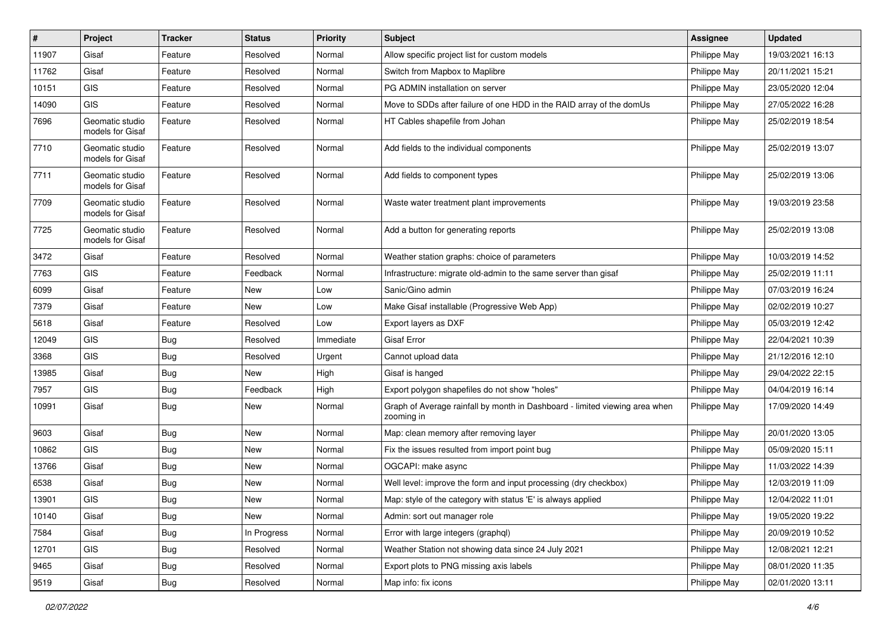| # | Project | Tracker | Status | Priority | Subject | Assignee | Updated |
|---|---|---|---|---|---|---|---|
| 11907 | Gisaf | Feature | Resolved | Normal | Allow specific project list for custom models | Philippe May | 19/03/2021 16:13 |
| 11762 | Gisaf | Feature | Resolved | Normal | Switch from Mapbox to Maplibre | Philippe May | 20/11/2021 15:21 |
| 10151 | GIS | Feature | Resolved | Normal | PG ADMIN installation on server | Philippe May | 23/05/2020 12:04 |
| 14090 | GIS | Feature | Resolved | Normal | Move to SDDs after failure of one HDD in the RAID array of the domUs | Philippe May | 27/05/2022 16:28 |
| 7696 | Geomatic studio models for Gisaf | Feature | Resolved | Normal | HT Cables shapefile from Johan | Philippe May | 25/02/2019 18:54 |
| 7710 | Geomatic studio models for Gisaf | Feature | Resolved | Normal | Add fields to the individual components | Philippe May | 25/02/2019 13:07 |
| 7711 | Geomatic studio models for Gisaf | Feature | Resolved | Normal | Add fields to component types | Philippe May | 25/02/2019 13:06 |
| 7709 | Geomatic studio models for Gisaf | Feature | Resolved | Normal | Waste water treatment plant improvements | Philippe May | 19/03/2019 23:58 |
| 7725 | Geomatic studio models for Gisaf | Feature | Resolved | Normal | Add a button for generating reports | Philippe May | 25/02/2019 13:08 |
| 3472 | Gisaf | Feature | Resolved | Normal | Weather station graphs: choice of parameters | Philippe May | 10/03/2019 14:52 |
| 7763 | GIS | Feature | Feedback | Normal | Infrastructure: migrate old-admin to the same server than gisaf | Philippe May | 25/02/2019 11:11 |
| 6099 | Gisaf | Feature | New | Low | Sanic/Gino admin | Philippe May | 07/03/2019 16:24 |
| 7379 | Gisaf | Feature | New | Low | Make Gisaf installable (Progressive Web App) | Philippe May | 02/02/2019 10:27 |
| 5618 | Gisaf | Feature | Resolved | Low | Export layers as DXF | Philippe May | 05/03/2019 12:42 |
| 12049 | GIS | Bug | Resolved | Immediate | Gisaf Error | Philippe May | 22/04/2021 10:39 |
| 3368 | GIS | Bug | Resolved | Urgent | Cannot upload data | Philippe May | 21/12/2016 12:10 |
| 13985 | Gisaf | Bug | New | High | Gisaf is hanged | Philippe May | 29/04/2022 22:15 |
| 7957 | GIS | Bug | Feedback | High | Export polygon shapefiles do not show "holes" | Philippe May | 04/04/2019 16:14 |
| 10991 | Gisaf | Bug | New | Normal | Graph of Average rainfall by month in Dashboard - limited viewing area when zooming in | Philippe May | 17/09/2020 14:49 |
| 9603 | Gisaf | Bug | New | Normal | Map: clean memory after removing layer | Philippe May | 20/01/2020 13:05 |
| 10862 | GIS | Bug | New | Normal | Fix the issues resulted from import point bug | Philippe May | 05/09/2020 15:11 |
| 13766 | Gisaf | Bug | New | Normal | OGCAPI: make async | Philippe May | 11/03/2022 14:39 |
| 6538 | Gisaf | Bug | New | Normal | Well level: improve the form and input processing (dry checkbox) | Philippe May | 12/03/2019 11:09 |
| 13901 | GIS | Bug | New | Normal | Map: style of the category with status 'E' is always applied | Philippe May | 12/04/2022 11:01 |
| 10140 | Gisaf | Bug | New | Normal | Admin: sort out manager role | Philippe May | 19/05/2020 19:22 |
| 7584 | Gisaf | Bug | In Progress | Normal | Error with large integers (graphql) | Philippe May | 20/09/2019 10:52 |
| 12701 | GIS | Bug | Resolved | Normal | Weather Station not showing data since 24 July 2021 | Philippe May | 12/08/2021 12:21 |
| 9465 | Gisaf | Bug | Resolved | Normal | Export plots to PNG missing axis labels | Philippe May | 08/01/2020 11:35 |
| 9519 | Gisaf | Bug | Resolved | Normal | Map info: fix icons | Philippe May | 02/01/2020 13:11 |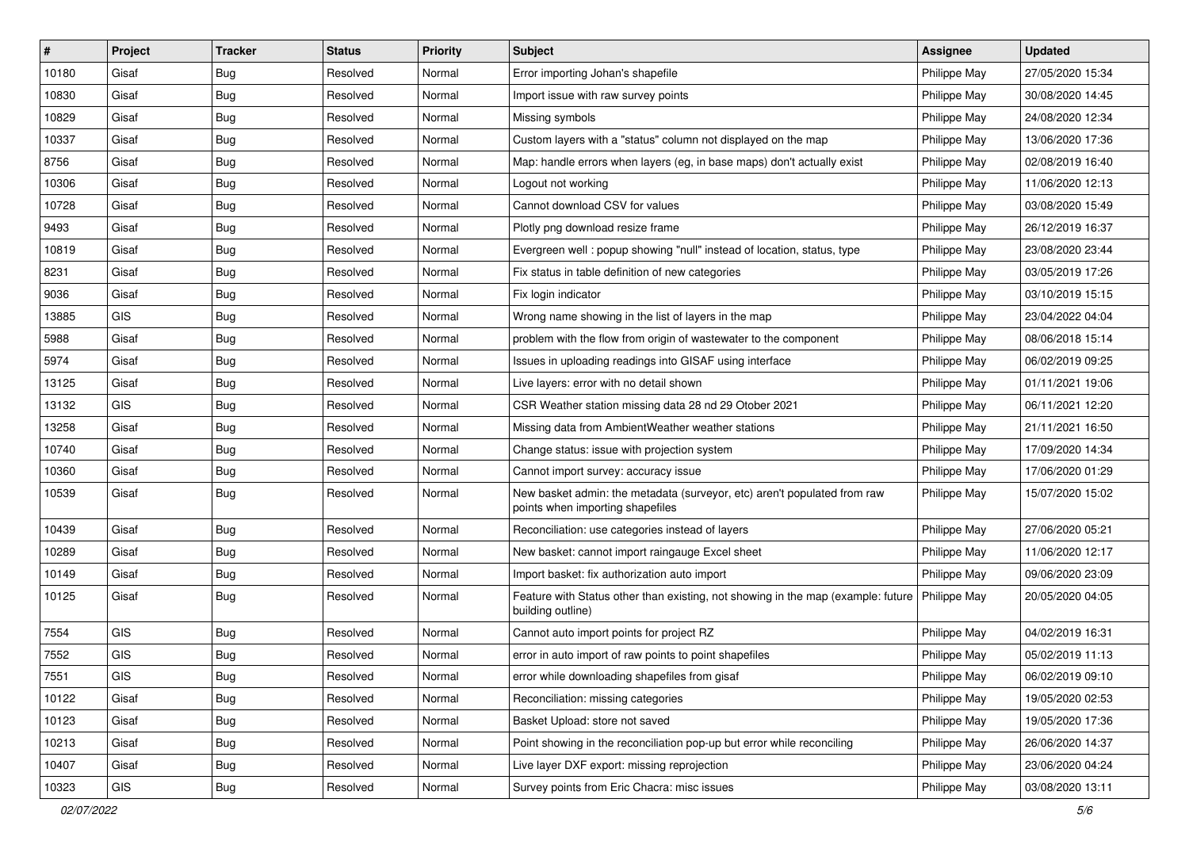| # | Project | Tracker | Status | Priority | Subject | Assignee | Updated |
|---|---|---|---|---|---|---|---|
| 10180 | Gisaf | Bug | Resolved | Normal | Error importing Johan's shapefile | Philippe May | 27/05/2020 15:34 |
| 10830 | Gisaf | Bug | Resolved | Normal | Import issue with raw survey points | Philippe May | 30/08/2020 14:45 |
| 10829 | Gisaf | Bug | Resolved | Normal | Missing symbols | Philippe May | 24/08/2020 12:34 |
| 10337 | Gisaf | Bug | Resolved | Normal | Custom layers with a "status" column not displayed on the map | Philippe May | 13/06/2020 17:36 |
| 8756 | Gisaf | Bug | Resolved | Normal | Map: handle errors when layers (eg, in base maps) don't actually exist | Philippe May | 02/08/2019 16:40 |
| 10306 | Gisaf | Bug | Resolved | Normal | Logout not working | Philippe May | 11/06/2020 12:13 |
| 10728 | Gisaf | Bug | Resolved | Normal | Cannot download CSV for values | Philippe May | 03/08/2020 15:49 |
| 9493 | Gisaf | Bug | Resolved | Normal | Plotly png download resize frame | Philippe May | 26/12/2019 16:37 |
| 10819 | Gisaf | Bug | Resolved | Normal | Evergreen well : popup showing "null" instead of location, status, type | Philippe May | 23/08/2020 23:44 |
| 8231 | Gisaf | Bug | Resolved | Normal | Fix status in table definition of new categories | Philippe May | 03/05/2019 17:26 |
| 9036 | Gisaf | Bug | Resolved | Normal | Fix login indicator | Philippe May | 03/10/2019 15:15 |
| 13885 | GIS | Bug | Resolved | Normal | Wrong name showing in the list of layers in the map | Philippe May | 23/04/2022 04:04 |
| 5988 | Gisaf | Bug | Resolved | Normal | problem with the flow from origin of wastewater to the component | Philippe May | 08/06/2018 15:14 |
| 5974 | Gisaf | Bug | Resolved | Normal | Issues in uploading readings into GISAF using interface | Philippe May | 06/02/2019 09:25 |
| 13125 | Gisaf | Bug | Resolved | Normal | Live layers: error with no detail shown | Philippe May | 01/11/2021 19:06 |
| 13132 | GIS | Bug | Resolved | Normal | CSR Weather station missing data 28 nd 29 Otober 2021 | Philippe May | 06/11/2021 12:20 |
| 13258 | Gisaf | Bug | Resolved | Normal | Missing data from AmbientWeather weather stations | Philippe May | 21/11/2021 16:50 |
| 10740 | Gisaf | Bug | Resolved | Normal | Change status: issue with projection system | Philippe May | 17/09/2020 14:34 |
| 10360 | Gisaf | Bug | Resolved | Normal | Cannot import survey: accuracy issue | Philippe May | 17/06/2020 01:29 |
| 10539 | Gisaf | Bug | Resolved | Normal | New basket admin: the metadata (surveyor, etc) aren't populated from raw points when importing shapefiles | Philippe May | 15/07/2020 15:02 |
| 10439 | Gisaf | Bug | Resolved | Normal | Reconciliation: use categories instead of layers | Philippe May | 27/06/2020 05:21 |
| 10289 | Gisaf | Bug | Resolved | Normal | New basket: cannot import raingauge Excel sheet | Philippe May | 11/06/2020 12:17 |
| 10149 | Gisaf | Bug | Resolved | Normal | Import basket: fix authorization auto import | Philippe May | 09/06/2020 23:09 |
| 10125 | Gisaf | Bug | Resolved | Normal | Feature with Status other than existing, not showing in the map (example: future building outline) | Philippe May | 20/05/2020 04:05 |
| 7554 | GIS | Bug | Resolved | Normal | Cannot auto import points for project RZ | Philippe May | 04/02/2019 16:31 |
| 7552 | GIS | Bug | Resolved | Normal | error in auto import of raw points to point shapefiles | Philippe May | 05/02/2019 11:13 |
| 7551 | GIS | Bug | Resolved | Normal | error while downloading shapefiles from gisaf | Philippe May | 06/02/2019 09:10 |
| 10122 | Gisaf | Bug | Resolved | Normal | Reconciliation: missing categories | Philippe May | 19/05/2020 02:53 |
| 10123 | Gisaf | Bug | Resolved | Normal | Basket Upload: store not saved | Philippe May | 19/05/2020 17:36 |
| 10213 | Gisaf | Bug | Resolved | Normal | Point showing in the reconciliation pop-up but error while reconciling | Philippe May | 26/06/2020 14:37 |
| 10407 | Gisaf | Bug | Resolved | Normal | Live layer DXF export: missing reprojection | Philippe May | 23/06/2020 04:24 |
| 10323 | GIS | Bug | Resolved | Normal | Survey points from Eric Chacra: misc issues | Philippe May | 03/08/2020 13:11 |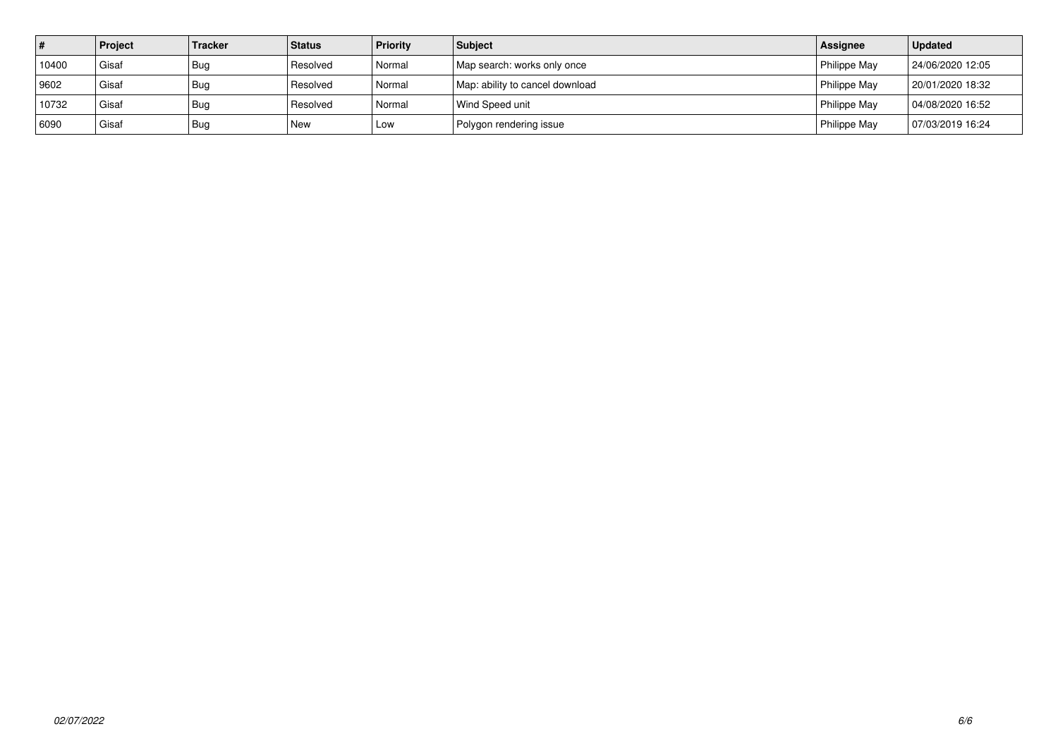| # | Project | Tracker | Status | Priority | Subject | Assignee | Updated |
|---|---|---|---|---|---|---|---|
| 10400 | Gisaf | Bug | Resolved | Normal | Map search: works only once | Philippe May | 24/06/2020 12:05 |
| 9602 | Gisaf | Bug | Resolved | Normal | Map: ability to cancel download | Philippe May | 20/01/2020 18:32 |
| 10732 | Gisaf | Bug | Resolved | Normal | Wind Speed unit | Philippe May | 04/08/2020 16:52 |
| 6090 | Gisaf | Bug | New | Low | Polygon rendering issue | Philippe May | 07/03/2019 16:24 |